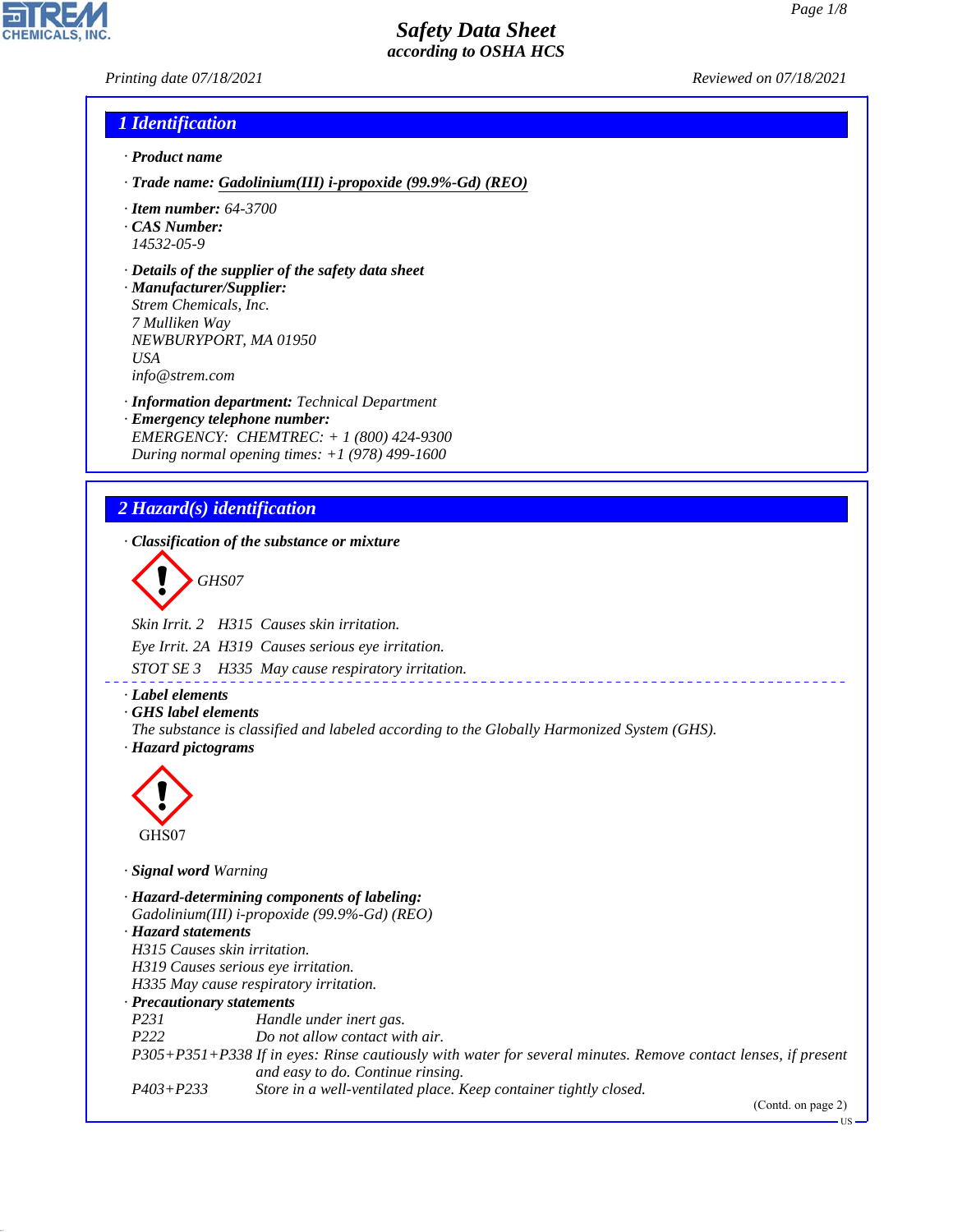# Safety Data Sheet
*according to OSHA HCS*

Printing date 07/18/2021 Reviewed on 07/18/2021

## 1 Identification

· **Product name**

· **Trade name:** Gadolinium(III) i-propoxide (99.9%-Gd) (REO)

· **Item number:** 64-3700

· **CAS Number:**
14532-05-9

· **Details of the supplier of the safety data sheet**

· **Manufacturer/Supplier:**
Strem Chemicals, Inc.
7 Mulliken Way
NEWBURYPORT, MA 01950
USA
info@strem.com

· **Information department:** Technical Department

· **Emergency telephone number:**
EMERGENCY: CHEMTREC: + 1 (800) 424-9300
During normal opening times: +1 (978) 499-1600

## 2 Hazard(s) identification

· **Classification of the substance or mixture**

GHS07

Skin Irrit. 2 H315 Causes skin irritation.

Eye Irrit. 2A H319 Causes serious eye irritation.

STOT SE 3 H335 May cause respiratory irritation.

· **Label elements**

· **GHS label elements**
The substance is classified and labeled according to the Globally Harmonized System (GHS).

· **Hazard pictograms**

GHS07

· **Signal word** Warning

· **Hazard-determining components of labeling:**
Gadolinium(III) i-propoxide (99.9%-Gd) (REO)

· **Hazard statements**
H315 Causes skin irritation.
H319 Causes serious eye irritation.
H335 May cause respiratory irritation.

· **Precautionary statements**

| | |
|---|---|
| P231 | Handle under inert gas. |
| P222 | Do not allow contact with air. |
| P305+P351+P338 | If in eyes: Rinse cautiously with water for several minutes. Remove contact lenses, if present and easy to do. Continue rinsing. |
| P403+P233 | Store in a well-ventilated place. Keep container tightly closed. |

(Contd. on page 2)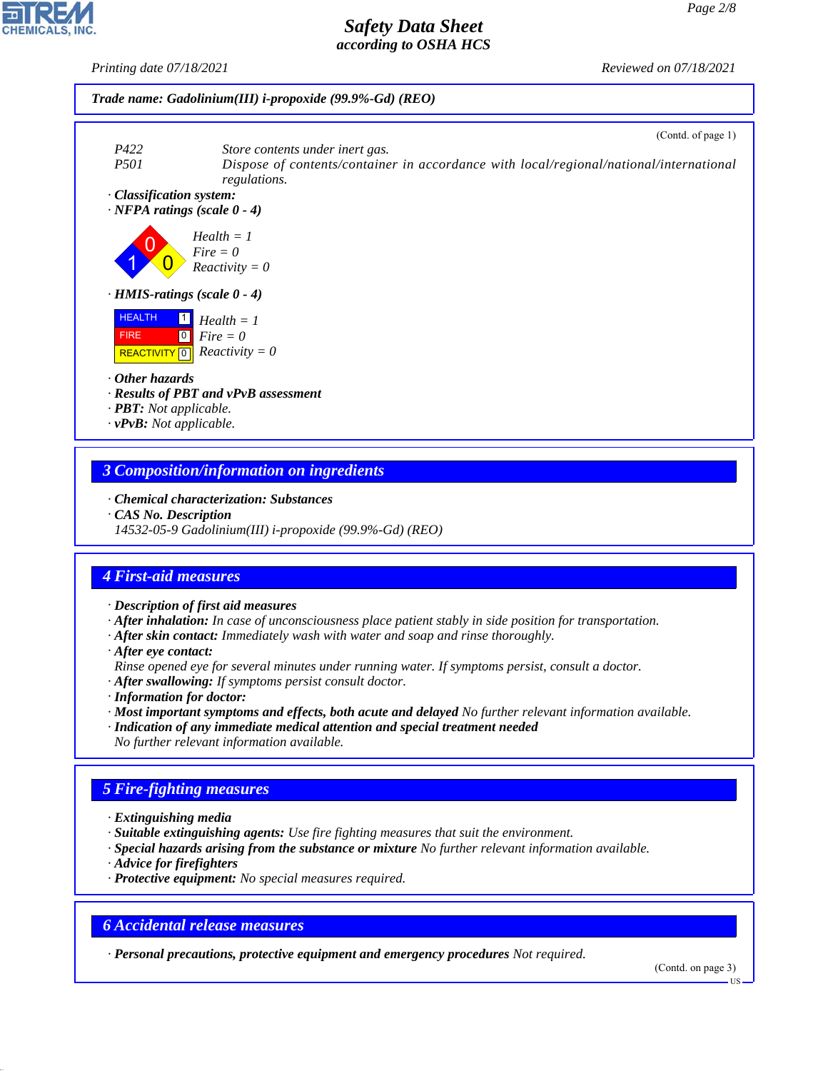**Trade name: Gadolinium(III) i-propoxide (99.9%-Gd) (REO)**

(Contd. of page 1)

P422 Store contents under inert gas.
P501 Dispose of contents/container in accordance with local/regional/national/international regulations.

· **Classification system:**
· **NFPA ratings (scale 0 - 4)**

Health = 1
Fire = 0
Reactivity = 0

· **HMIS-ratings (scale 0 - 4)**

| | | |
|---|---|---|
| HEALTH | 1 | Health = 1 |
| FIRE | 0 | Fire = 0 |
| REACTIVITY | 0 | Reactivity = 0 |

· **Other hazards**
· **Results of PBT and vPvB assessment**
· **PBT:** Not applicable.
· **vPvB:** Not applicable.

## 3 Composition/information on ingredients

· **Chemical characterization: Substances**
· **CAS No. Description**
14532-05-9 Gadolinium(III) i-propoxide (99.9%-Gd) (REO)

## 4 First-aid measures

· **Description of first aid measures**
· **After inhalation:** In case of unconsciousness place patient stably in side position for transportation.
· **After skin contact:** Immediately wash with water and soap and rinse thoroughly.
· **After eye contact:**
Rinse opened eye for several minutes under running water. If symptoms persist, consult a doctor.
· **After swallowing:** If symptoms persist consult doctor.
· **Information for doctor:**
· **Most important symptoms and effects, both acute and delayed** No further relevant information available.
· **Indication of any immediate medical attention and special treatment needed**
No further relevant information available.

## 5 Fire-fighting measures

· **Extinguishing media**
· **Suitable extinguishing agents:** Use fire fighting measures that suit the environment.
· **Special hazards arising from the substance or mixture** No further relevant information available.
· **Advice for firefighters**
· **Protective equipment:** No special measures required.

## 6 Accidental release measures

· **Personal precautions, protective equipment and emergency procedures** Not required.

(Contd. on page 3)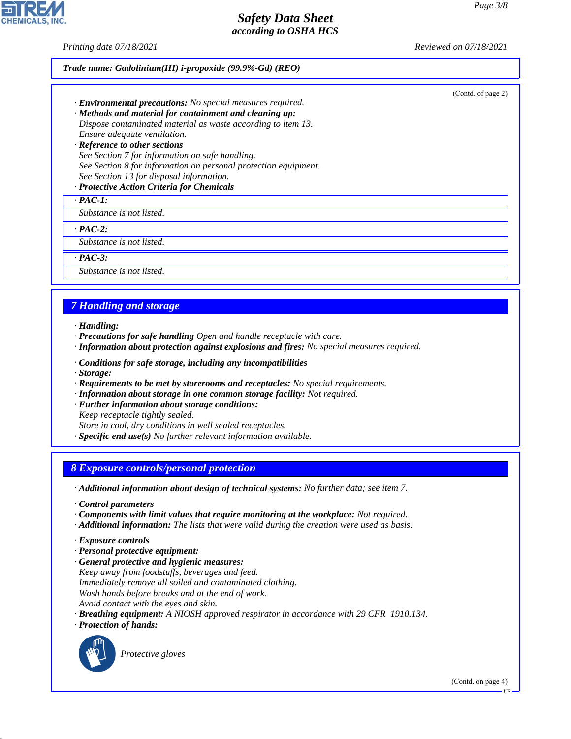**Trade name: Gadolinium(III) i-propoxide (99.9%-Gd) (REO)**

(Contd. of page 2)

· **Environmental precautions:** No special measures required.
· **Methods and material for containment and cleaning up:**
Dispose contaminated material as waste according to item 13.
Ensure adequate ventilation.
· **Reference to other sections**
See Section 7 for information on safe handling.
See Section 8 for information on personal protection equipment.
See Section 13 for disposal information.
· **Protective Action Criteria for Chemicals**

· **PAC-1:**
Substance is not listed.

· **PAC-2:**
Substance is not listed.

· **PAC-3:**
Substance is not listed.

## 7 Handling and storage

· **Handling:**
· **Precautions for safe handling** Open and handle receptacle with care.
· **Information about protection against explosions and fires:** No special measures required.

· **Conditions for safe storage, including any incompatibilities**
· **Storage:**
· **Requirements to be met by storerooms and receptacles:** No special requirements.
· **Information about storage in one common storage facility:** Not required.
· **Further information about storage conditions:**
Keep receptacle tightly sealed.
Store in cool, dry conditions in well sealed receptacles.
· **Specific end use(s)** No further relevant information available.

## 8 Exposure controls/personal protection

· **Additional information about design of technical systems:** No further data; see item 7.

· **Control parameters**
· **Components with limit values that require monitoring at the workplace:** Not required.
· **Additional information:** The lists that were valid during the creation were used as basis.

· **Exposure controls**
· **Personal protective equipment:**
· **General protective and hygienic measures:**
Keep away from foodstuffs, beverages and feed.
Immediately remove all soiled and contaminated clothing.
Wash hands before breaks and at the end of work.
Avoid contact with the eyes and skin.
· **Breathing equipment:** A NIOSH approved respirator in accordance with 29 CFR 1910.134.
· **Protection of hands:**

Protective gloves

(Contd. on page 4)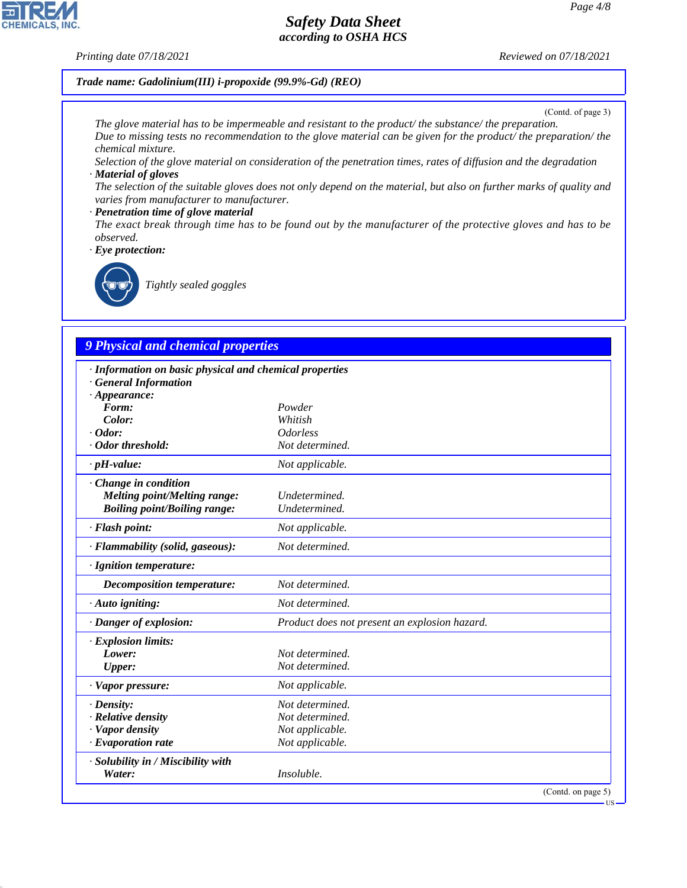**Trade name: Gadolinium(III) i-propoxide (99.9%-Gd) (REO)**

(Contd. of page 3)

The glove material has to be impermeable and resistant to the product/ the substance/ the preparation.
Due to missing tests no recommendation to the glove material can be given for the product/ the preparation/ the chemical mixture.
Selection of the glove material on consideration of the penetration times, rates of diffusion and the degradation

· **Material of gloves**
The selection of the suitable gloves does not only depend on the material, but also on further marks of quality and varies from manufacturer to manufacturer.

· **Penetration time of glove material**
The exact break through time has to be found out by the manufacturer of the protective gloves and has to be observed.

· **Eye protection:**

Tightly sealed goggles

## 9 Physical and chemical properties

| | |
|---|---|
| · **Information on basic physical and chemical properties** | |
| · **General Information** | |
| · **Appearance:** | |
| **Form:** | Powder |
| **Color:** | Whitish |
| · **Odor:** | Odorless |
| · **Odor threshold:** | Not determined. |
| · **pH-value:** | Not applicable. |
| · **Change in condition** | |
| **Melting point/Melting range:** | Undetermined. |
| **Boiling point/Boiling range:** | Undetermined. |
| · **Flash point:** | Not applicable. |
| · **Flammability (solid, gaseous):** | Not determined. |
| · **Ignition temperature:** | |
| **Decomposition temperature:** | Not determined. |
| · **Auto igniting:** | Not determined. |
| · **Danger of explosion:** | Product does not present an explosion hazard. |
| · **Explosion limits:** | |
| **Lower:** | Not determined. |
| **Upper:** | Not determined. |
| · **Vapor pressure:** | Not applicable. |
| · **Density:** | Not determined. |
| · **Relative density** | Not determined. |
| · **Vapor density** | Not applicable. |
| · **Evaporation rate** | Not applicable. |
| · **Solubility in / Miscibility with** | |
| **Water:** | Insoluble. |

(Contd. on page 5)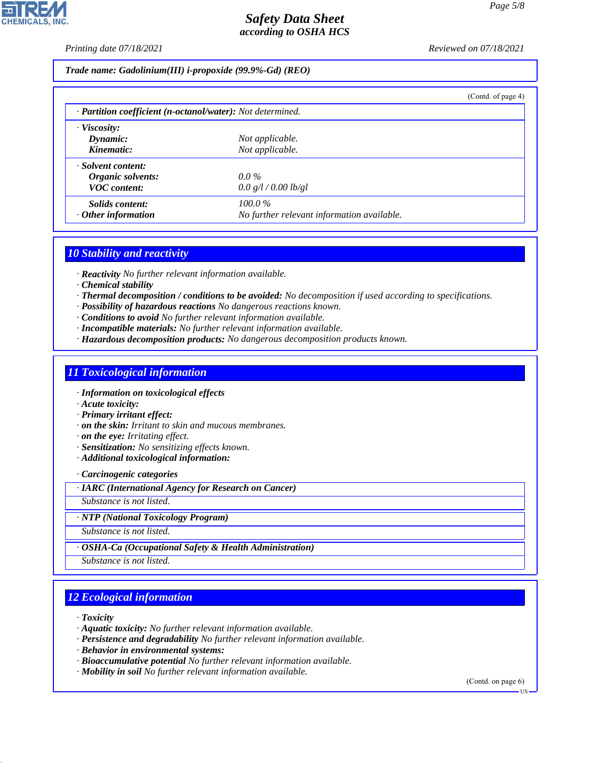**Trade name: Gadolinium(III) i-propoxide (99.9%-Gd) (REO)**

(Contd. of page 4)

· **Partition coefficient (n-octanol/water):** Not determined.

| | |
|---|---|
| · **Viscosity:** | |
| **Dynamic:** | Not applicable. |
| **Kinematic:** | Not applicable. |
| · **Solvent content:** | |
| **Organic solvents:** | 0.0 % |
| **VOC content:** | 0.0 g/l / 0.00 lb/gl |
| **Solids content:** | 100.0 % |
| · **Other information** | No further relevant information available. |

## 10 Stability and reactivity

· **Reactivity** No further relevant information available.
· **Chemical stability**
· **Thermal decomposition / conditions to be avoided:** No decomposition if used according to specifications.
· **Possibility of hazardous reactions** No dangerous reactions known.
· **Conditions to avoid** No further relevant information available.
· **Incompatible materials:** No further relevant information available.
· **Hazardous decomposition products:** No dangerous decomposition products known.

## 11 Toxicological information

· **Information on toxicological effects**
· **Acute toxicity:**
· **Primary irritant effect:**
· **on the skin:** Irritant to skin and mucous membranes.
· **on the eye:** Irritating effect.
· **Sensitization:** No sensitizing effects known.
· **Additional toxicological information:**

· **Carcinogenic categories**

· **IARC (International Agency for Research on Cancer)**

Substance is not listed.

· **NTP (National Toxicology Program)**

Substance is not listed.

· **OSHA-Ca (Occupational Safety & Health Administration)**

Substance is not listed.

## 12 Ecological information

· **Toxicity**
· **Aquatic toxicity:** No further relevant information available.
· **Persistence and degradability** No further relevant information available.
· **Behavior in environmental systems:**
· **Bioaccumulative potential** No further relevant information available.
· **Mobility in soil** No further relevant information available.

(Contd. on page 6)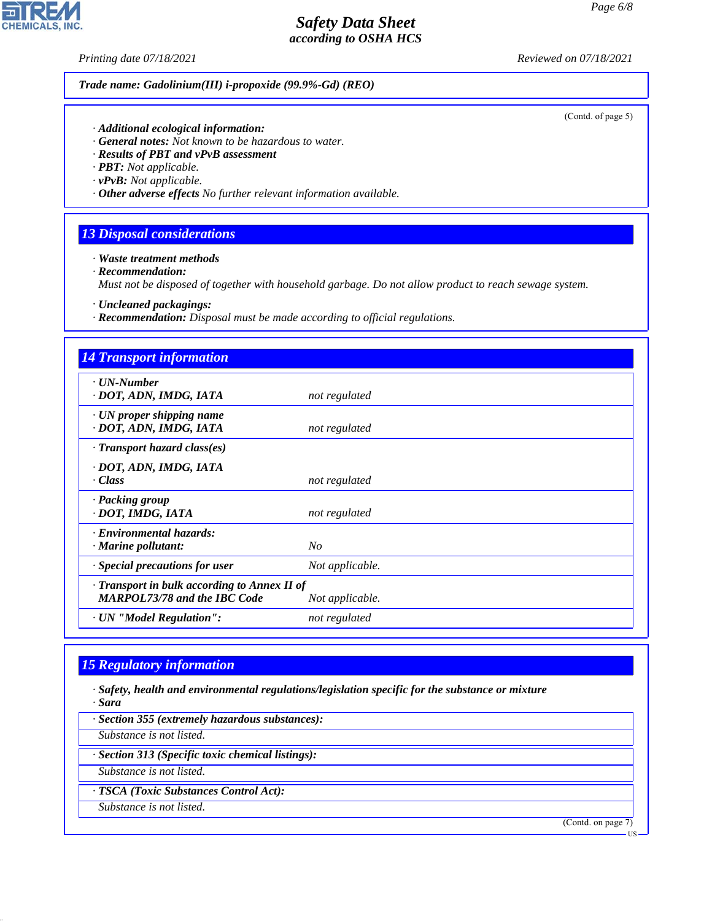**Trade name: Gadolinium(III) i-propoxide (99.9%-Gd) (REO)**

(Contd. of page 5)

· **Additional ecological information:**
· **General notes:** Not known to be hazardous to water.
· **Results of PBT and vPvB assessment**
· **PBT:** Not applicable.
· **vPvB:** Not applicable.
· **Other adverse effects** No further relevant information available.

## 13 Disposal considerations

· **Waste treatment methods**
· **Recommendation:**
Must not be disposed of together with household garbage. Do not allow product to reach sewage system.

· **Uncleaned packagings:**
· **Recommendation:** Disposal must be made according to official regulations.

## 14 Transport information

| | |
|---|---|
| · **UN-Number**<br>· **DOT, ADN, IMDG, IATA** | not regulated |
| · **UN proper shipping name**<br>· **DOT, ADN, IMDG, IATA** | not regulated |
| · **Transport hazard class(es)**<br>· **DOT, ADN, IMDG, IATA**<br>· **Class** | not regulated |
| · **Packing group**<br>· **DOT, IMDG, IATA** | not regulated |
| · **Environmental hazards:**<br>· **Marine pollutant:** | No |
| · **Special precautions for user** | Not applicable. |
| · **Transport in bulk according to Annex II of MARPOL73/78 and the IBC Code** | Not applicable. |
| · **UN "Model Regulation":** | not regulated |

## 15 Regulatory information

· **Safety, health and environmental regulations/legislation specific for the substance or mixture**
· **Sara**

· **Section 355 (extremely hazardous substances):**
Substance is not listed.

· **Section 313 (Specific toxic chemical listings):**
Substance is not listed.

· **TSCA (Toxic Substances Control Act):**
Substance is not listed.

(Contd. on page 7)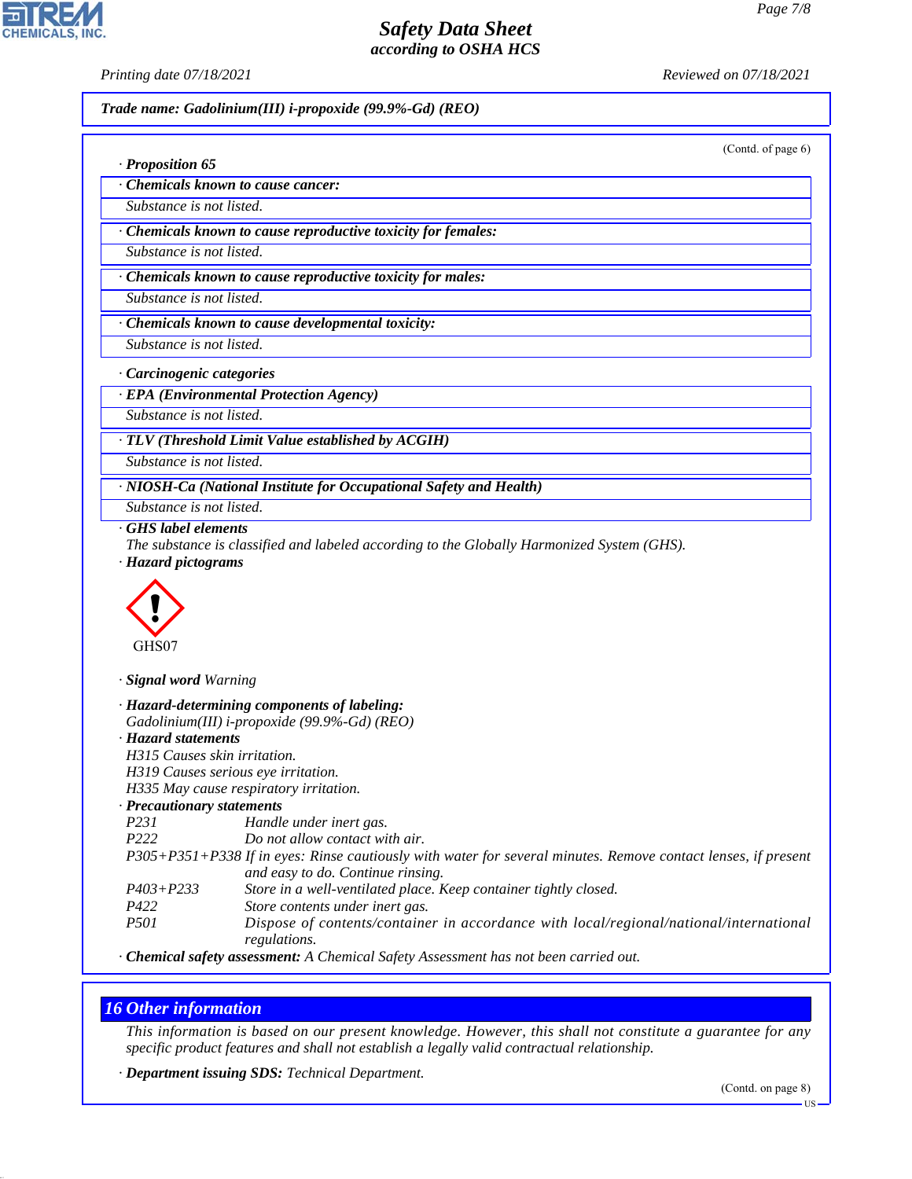Trade name: Gadolinium(III) i-propoxide (99.9%-Gd) (REO)

(Contd. of page 6)

· **Proposition 65**

· **Chemicals known to cause cancer:**
Substance is not listed.

· **Chemicals known to cause reproductive toxicity for females:**
Substance is not listed.

· **Chemicals known to cause reproductive toxicity for males:**
Substance is not listed.

· **Chemicals known to cause developmental toxicity:**
Substance is not listed.

· **Carcinogenic categories**

· **EPA (Environmental Protection Agency)**
Substance is not listed.

· **TLV (Threshold Limit Value established by ACGIH)**
Substance is not listed.

· **NIOSH-Ca (National Institute for Occupational Safety and Health)**
Substance is not listed.

· **GHS label elements**
The substance is classified and labeled according to the Globally Harmonized System (GHS).

· **Hazard pictograms**

GHS07

· **Signal word** Warning

· **Hazard-determining components of labeling:**
Gadolinium(III) i-propoxide (99.9%-Gd) (REO)

· **Hazard statements**
H315 Causes skin irritation.
H319 Causes serious eye irritation.
H335 May cause respiratory irritation.

· **Precautionary statements**

| | |
|---|---|
| P231 | Handle under inert gas. |
| P222 | Do not allow contact with air. |
| P305+P351+P338 | If in eyes: Rinse cautiously with water for several minutes. Remove contact lenses, if present and easy to do. Continue rinsing. |
| P403+P233 | Store in a well-ventilated place. Keep container tightly closed. |
| P422 | Store contents under inert gas. |
| P501 | Dispose of contents/container in accordance with local/regional/national/international regulations. |

· **Chemical safety assessment:** A Chemical Safety Assessment has not been carried out.

## 16 Other information

This information is based on our present knowledge. However, this shall not constitute a guarantee for any specific product features and shall not establish a legally valid contractual relationship.

· **Department issuing SDS:** Technical Department.

(Contd. on page 8)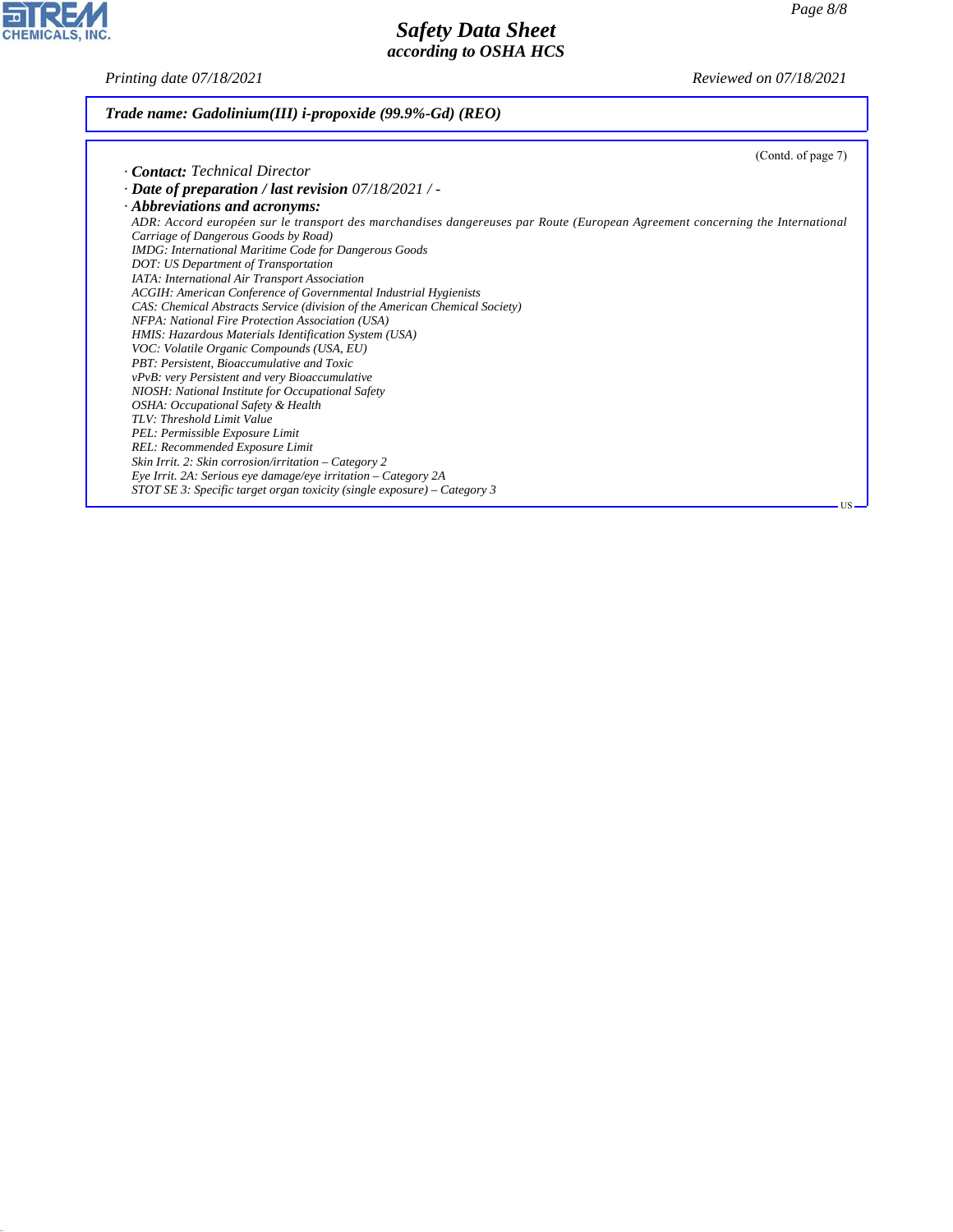**Trade name: Gadolinium(III) i-propoxide (99.9%-Gd) (REO)**

(Contd. of page 7)

· **Contact:** Technical Director

· **Date of preparation / last revision** 07/18/2021 / -

· **Abbreviations and acronyms:**

ADR: Accord européen sur le transport des marchandises dangereuses par Route (European Agreement concerning the International Carriage of Dangerous Goods by Road)
IMDG: International Maritime Code for Dangerous Goods
DOT: US Department of Transportation
IATA: International Air Transport Association
ACGIH: American Conference of Governmental Industrial Hygienists
CAS: Chemical Abstracts Service (division of the American Chemical Society)
NFPA: National Fire Protection Association (USA)
HMIS: Hazardous Materials Identification System (USA)
VOC: Volatile Organic Compounds (USA, EU)
PBT: Persistent, Bioaccumulative and Toxic
vPvB: very Persistent and very Bioaccumulative
NIOSH: National Institute for Occupational Safety
OSHA: Occupational Safety & Health
TLV: Threshold Limit Value
PEL: Permissible Exposure Limit
REL: Recommended Exposure Limit
Skin Irrit. 2: Skin corrosion/irritation – Category 2
Eye Irrit. 2A: Serious eye damage/eye irritation – Category 2A
STOT SE 3: Specific target organ toxicity (single exposure) – Category 3